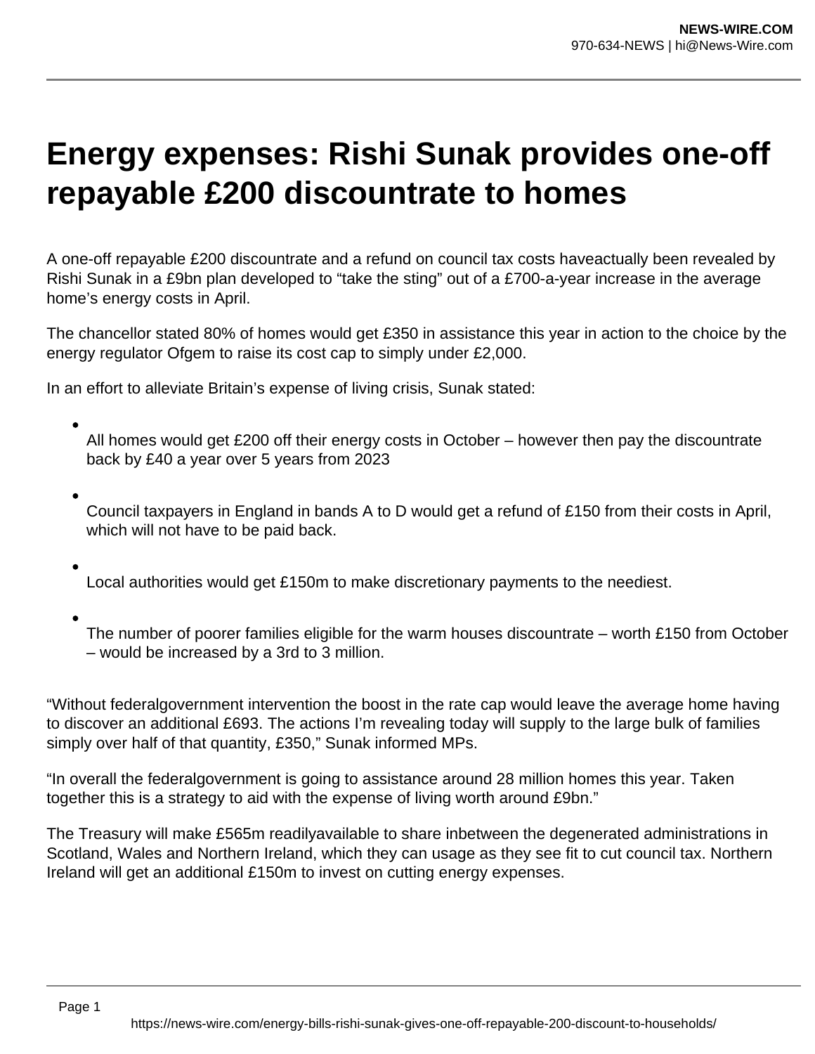# Energy expenses: Rishi Sunak provides one-off repayable £200 discountrate to homes

A one-off repayable £200 discountrate and a refund on council tax costs haveactually been revealed by Rishi Sunak in a £9bn plan developed to "take the sting" out of a £700-a-year increase in the average home's energy costs in April.

The chancellor stated 80% of homes would get £350 in assistance this year in action to the choice by the energy regulator Ofgem to raise its cost cap to simply under £2,000.

In an effort to alleviate Britain's expense of living crisis, Sunak stated:

- All homes would get £200 off their energy costs in October – however then pay the discountrate back by £40 a year over 5 years from 2023
- Council taxpayers in England in bands A to D would get a refund of £150 from their costs in April, which will not have to be paid back.
- Local authorities would get £150m to make discretionary payments to the neediest.
- The number of poorer families eligible for the warm houses discountrate – worth £150 from October – would be increased by a 3rd to 3 million.

"Without federalgovernment intervention the boost in the rate cap would leave the average home having to discover an additional £693. The actions I'm revealing today will supply to the large bulk of families simply over half of that quantity, £350," Sunak informed MPs.

"In overall the federalgovernment is going to assistance around 28 million homes this year. Taken together this is a strategy to aid with the expense of living worth around £9bn."

The Treasury will make £565m readilyavailable to share inbetween the degenerated administrations in Scotland, Wales and Northern Ireland, which they can usage as they see fit to cut council tax. Northern Ireland will get an additional £150m to invest on cutting energy expenses.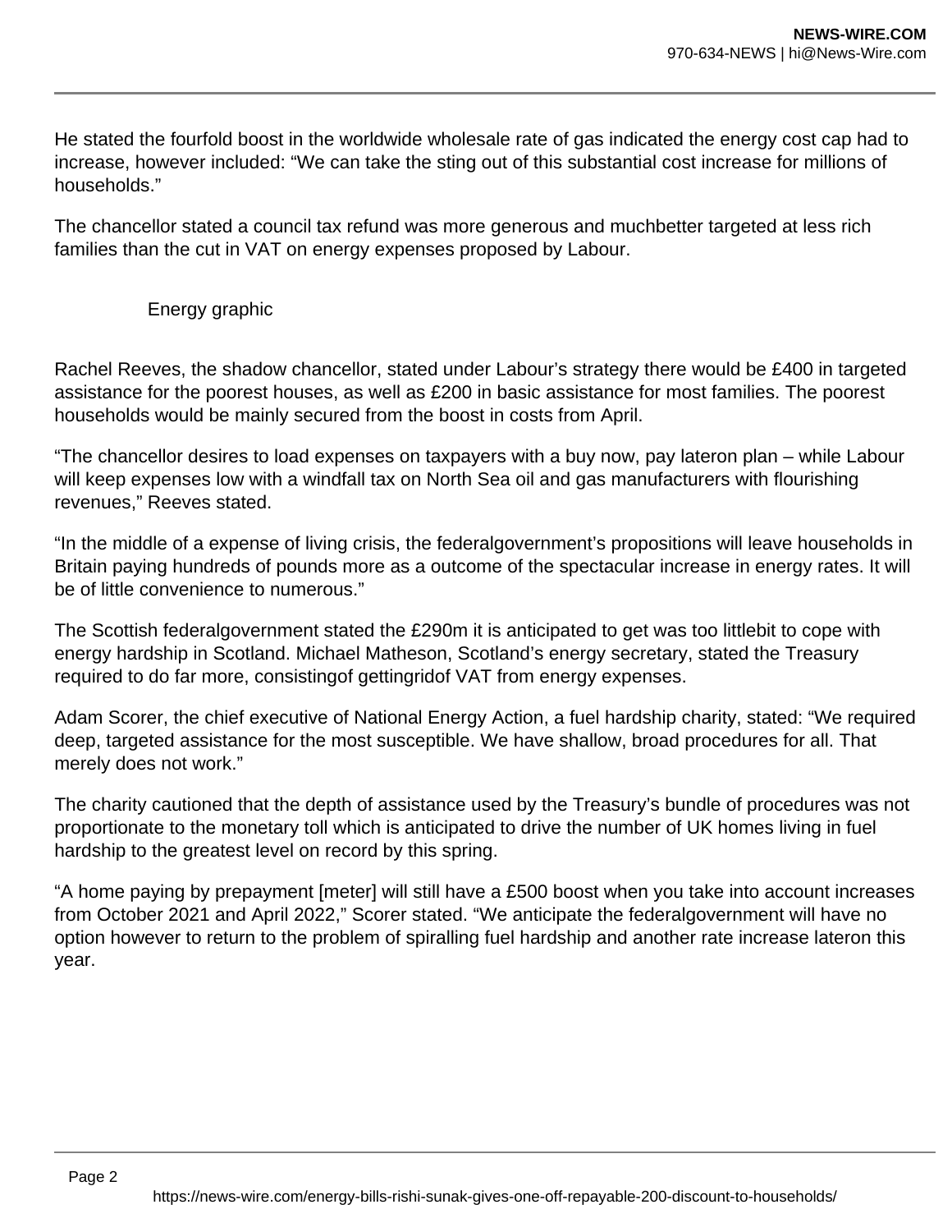He stated the fourfold boost in the worldwide wholesale rate of gas indicated the energy cost cap had to increase, however included: “We can take the sting out of this substantial cost increase for millions of households.”

The chancellor stated a council tax refund was more generous and muchbetter targeted at less rich families than the cut in VAT on energy expenses proposed by Labour.

Energy graphic

Rachel Reeves, the shadow chancellor, stated under Labour’s strategy there would be £400 in targeted assistance for the poorest houses, as well as £200 in basic assistance for most families. The poorest households would be mainly secured from the boost in costs from April.

“The chancellor desires to load expenses on taxpayers with a buy now, pay lateron plan – while Labour will keep expenses low with a windfall tax on North Sea oil and gas manufacturers with flourishing revenues,” Reeves stated.

“In the middle of a expense of living crisis, the federalgovernment’s propositions will leave households in Britain paying hundreds of pounds more as a outcome of the spectacular increase in energy rates. It will be of little convenience to numerous.”

The Scottish federalgovernment stated the £290m it is anticipated to get was too littlebit to cope with energy hardship in Scotland. Michael Matheson, Scotland’s energy secretary, stated the Treasury required to do far more, consistingof gettingridof VAT from energy expenses.

Adam Scorer, the chief executive of National Energy Action, a fuel hardship charity, stated: “We required deep, targeted assistance for the most susceptible. We have shallow, broad procedures for all. That merely does not work.”

The charity cautioned that the depth of assistance used by the Treasury’s bundle of procedures was not proportionate to the monetary toll which is anticipated to drive the number of UK homes living in fuel hardship to the greatest level on record by this spring.

“A home paying by prepayment [meter] will still have a £500 boost when you take into account increases from October 2021 and April 2022,” Scorer stated. “We anticipate the federalgovernment will have no option however to return to the problem of spiralling fuel hardship and another rate increase lateron this year.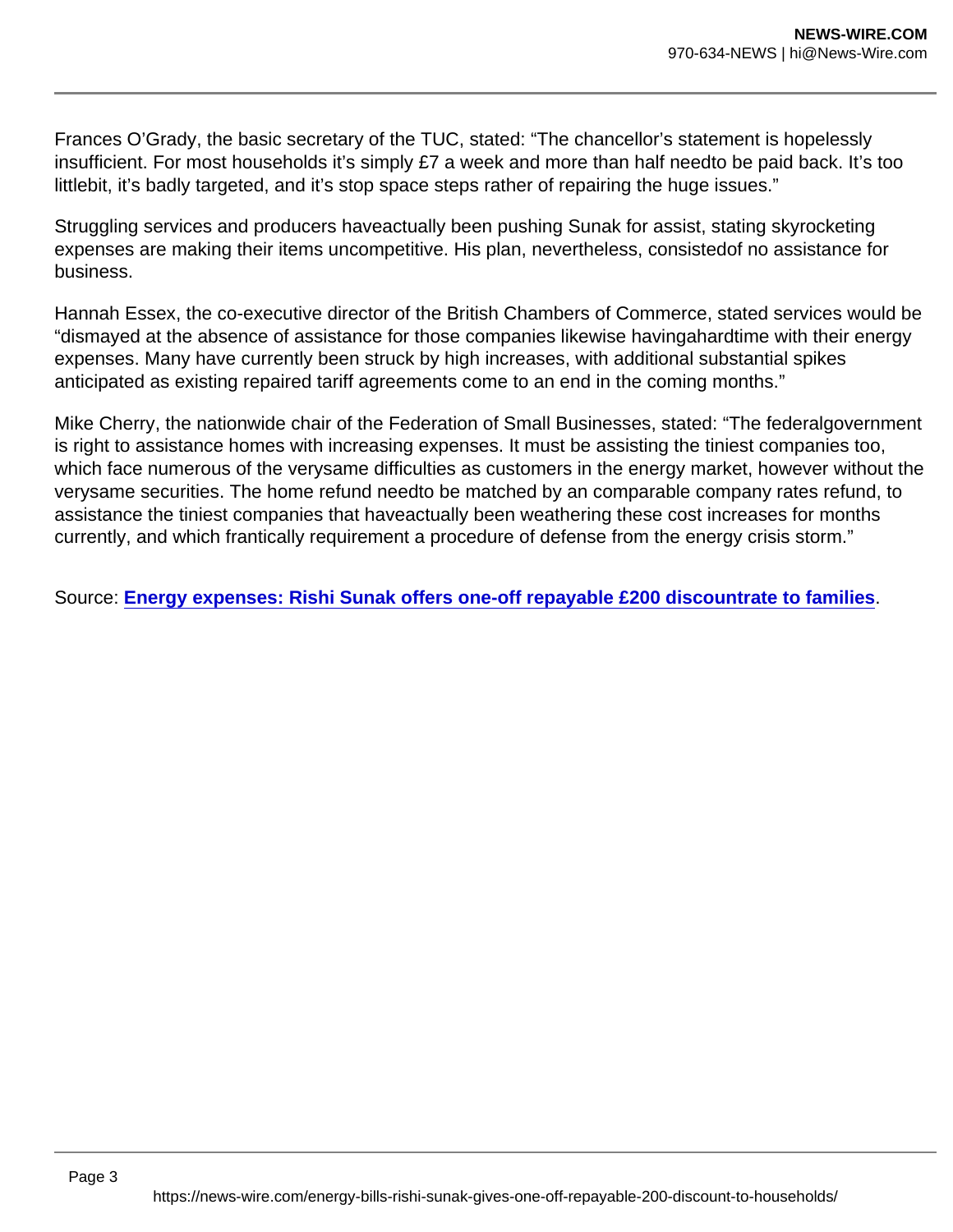Frances O'Grady, the basic secretary of the TUC, stated: "The chancellor's statement is hopelessly insufficient. For most households it's simply £7 a week and more than half needto be paid back. It's too littlebit, it's badly targeted, and it's stop space steps rather of repairing the huge issues."

Struggling services and producers haveactually been pushing Sunak for assist, stating skyrocketing expenses are making their items uncompetitive. His plan, nevertheless, consistedof no assistance for business.

Hannah Essex, the co-executive director of the British Chambers of Commerce, stated services would be "dismayed at the absence of assistance for those companies likewise havingahardtime with their energy expenses. Many have currently been struck by high increases, with additional substantial spikes anticipated as existing repaired tariff agreements come to an end in the coming months."

Mike Cherry, the nationwide chair of the Federation of Small Businesses, stated: "The federalgovernment is right to assistance homes with increasing expenses. It must be assisting the tiniest companies too, which face numerous of the verysame difficulties as customers in the energy market, however without the verysame securities. The home refund needto be matched by an comparable company rates refund, to assistance the tiniest companies that haveactually been weathering these cost increases for months currently, and which frantically requirement a procedure of defense from the energy crisis storm."

Source: **Energy expenses: Rishi Sunak offers one-off repayable £200 discountrate to families**.